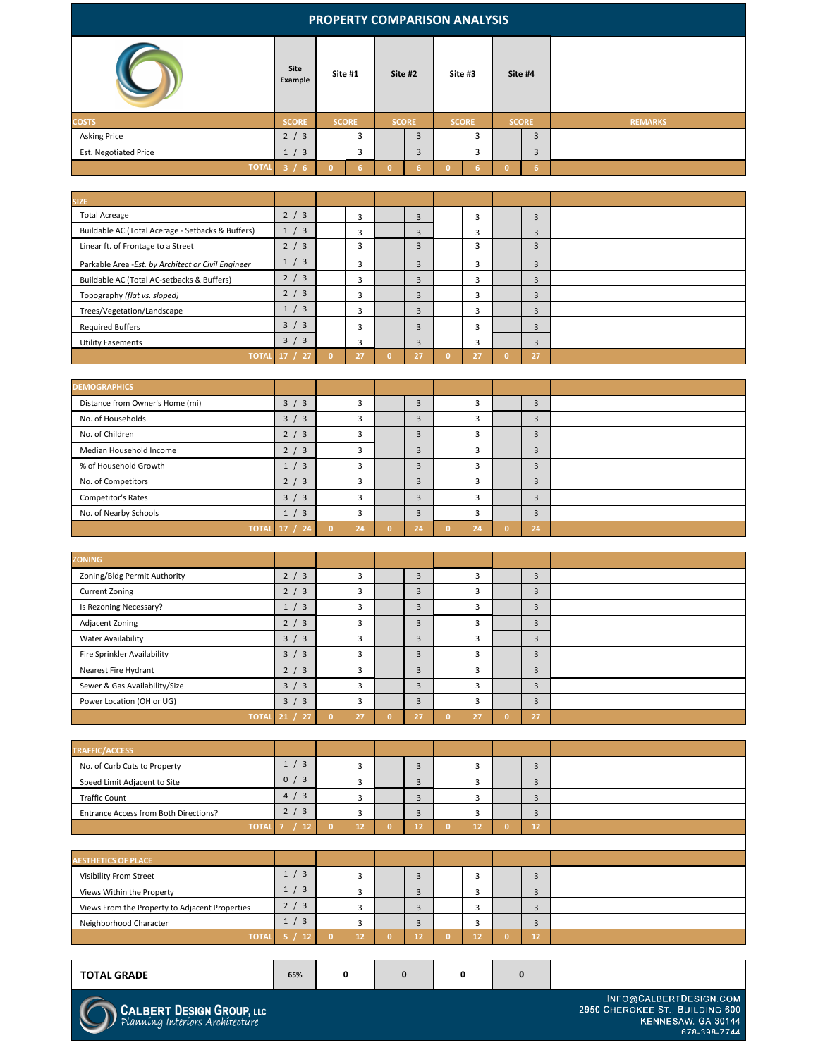# PROPERTY COMPARISON ANALYSIS

| | Site Example | Site #1 | | Site #2 | | Site #3 | | Site #4 | | |
|---|---|---|---|---|---|---|---|---|---|---|
| **COSTS** | **SCORE** | **SCORE** | | **SCORE** | | **SCORE** | | **SCORE** | | **REMARKS** |
| Asking Price | 2 / 3 | | 3 | | 3 | | 3 | | 3 | |
| Est. Negotiated Price | 1 / 3 | | 3 | | 3 | | 3 | | 3 | |
| **TOTAL** | **3 / 6** | **0** | **6** | **0** | **6** | **0** | **6** | **0** | **6** | |
| **SIZE** | | | | | | | | | | |
| Total Acreage | 2 / 3 | | 3 | | 3 | | 3 | | 3 | |
| Buildable AC (Total Acerage - Setbacks & Buffers) | 1 / 3 | | 3 | | 3 | | 3 | | 3 | |
| Linear ft. of Frontage to a Street | 2 / 3 | | 3 | | 3 | | 3 | | 3 | |
| Parkable Area -*Est. by Architect or Civil Engineer* | 1 / 3 | | 3 | | 3 | | 3 | | 3 | |
| Buildable AC (Total AC-setbacks & Buffers) | 2 / 3 | | 3 | | 3 | | 3 | | 3 | |
| Topography *(flat vs. sloped)* | 2 / 3 | | 3 | | 3 | | 3 | | 3 | |
| Trees/Vegetation/Landscape | 1 / 3 | | 3 | | 3 | | 3 | | 3 | |
| Required Buffers | 3 / 3 | | 3 | | 3 | | 3 | | 3 | |
| Utility Easements | 3 / 3 | | 3 | | 3 | | 3 | | 3 | |
| **TOTAL** | **17 / 27** | **0** | **27** | **0** | **27** | **0** | **27** | **0** | **27** | |
| **DEMOGRAPHICS** | | | | | | | | | | |
| Distance from Owner's Home (mi) | 3 / 3 | | 3 | | 3 | | 3 | | 3 | |
| No. of Households | 3 / 3 | | 3 | | 3 | | 3 | | 3 | |
| No. of Children | 2 / 3 | | 3 | | 3 | | 3 | | 3 | |
| Median Household Income | 2 / 3 | | 3 | | 3 | | 3 | | 3 | |
| % of Household Growth | 1 / 3 | | 3 | | 3 | | 3 | | 3 | |
| No. of Competitors | 2 / 3 | | 3 | | 3 | | 3 | | 3 | |
| Competitor's Rates | 3 / 3 | | 3 | | 3 | | 3 | | 3 | |
| No. of Nearby Schools | 1 / 3 | | 3 | | 3 | | 3 | | 3 | |
| **TOTAL** | **17 / 24** | **0** | **24** | **0** | **24** | **0** | **24** | **0** | **24** | |
| **ZONING** | | | | | | | | | | |
| Zoning/Bldg Permit Authority | 2 / 3 | | 3 | | 3 | | 3 | | 3 | |
| Current Zoning | 2 / 3 | | 3 | | 3 | | 3 | | 3 | |
| Is Rezoning Necessary? | 1 / 3 | | 3 | | 3 | | 3 | | 3 | |
| Adjacent Zoning | 2 / 3 | | 3 | | 3 | | 3 | | 3 | |
| Water Availability | 3 / 3 | | 3 | | 3 | | 3 | | 3 | |
| Fire Sprinkler Availability | 3 / 3 | | 3 | | 3 | | 3 | | 3 | |
| Nearest Fire Hydrant | 2 / 3 | | 3 | | 3 | | 3 | | 3 | |
| Sewer & Gas Availability/Size | 3 / 3 | | 3 | | 3 | | 3 | | 3 | |
| Power Location (OH or UG) | 3 / 3 | | 3 | | 3 | | 3 | | 3 | |
| **TOTAL** | **21 / 27** | **0** | **27** | **0** | **27** | **0** | **27** | **0** | **27** | |
| **TRAFFIC/ACCESS** | | | | | | | | | | |
| No. of Curb Cuts to Property | 1 / 3 | | 3 | | 3 | | 3 | | 3 | |
| Speed Limit Adjacent to Site | 0 / 3 | | 3 | | 3 | | 3 | | 3 | |
| Traffic Count | 4 / 3 | | 3 | | 3 | | 3 | | 3 | |
| Entrance Access from Both Directions? | 2 / 3 | | 3 | | 3 | | 3 | | 3 | |
| **TOTAL** | **7 / 12** | **0** | **12** | **0** | **12** | **0** | **12** | **0** | **12** | |
| **AESTHETICS OF PLACE** | | | | | | | | | | |
| Visibility From Street | 1 / 3 | | 3 | | 3 | | 3 | | 3 | |
| Views Within the Property | 1 / 3 | | 3 | | 3 | | 3 | | 3 | |
| Views From the Property to Adjacent Properties | 2 / 3 | | 3 | | 3 | | 3 | | 3 | |
| Neighborhood Character | 1 / 3 | | 3 | | 3 | | 3 | | 3 | |
| **TOTAL** | **5 / 12** | **0** | **12** | **0** | **12** | **0** | **12** | **0** | **12** | |
| **TOTAL GRADE** | **65%** | **0** | | **0** | | **0** | | **0** | | |

**CALBERT DESIGN GROUP, LLC**
*Planning Interiors Architecture*

INFO@CALBERTDESIGN.COM
2950 CHEROKEE ST., BUILDING 600
KENNESAW, GA 30144
678-398-7744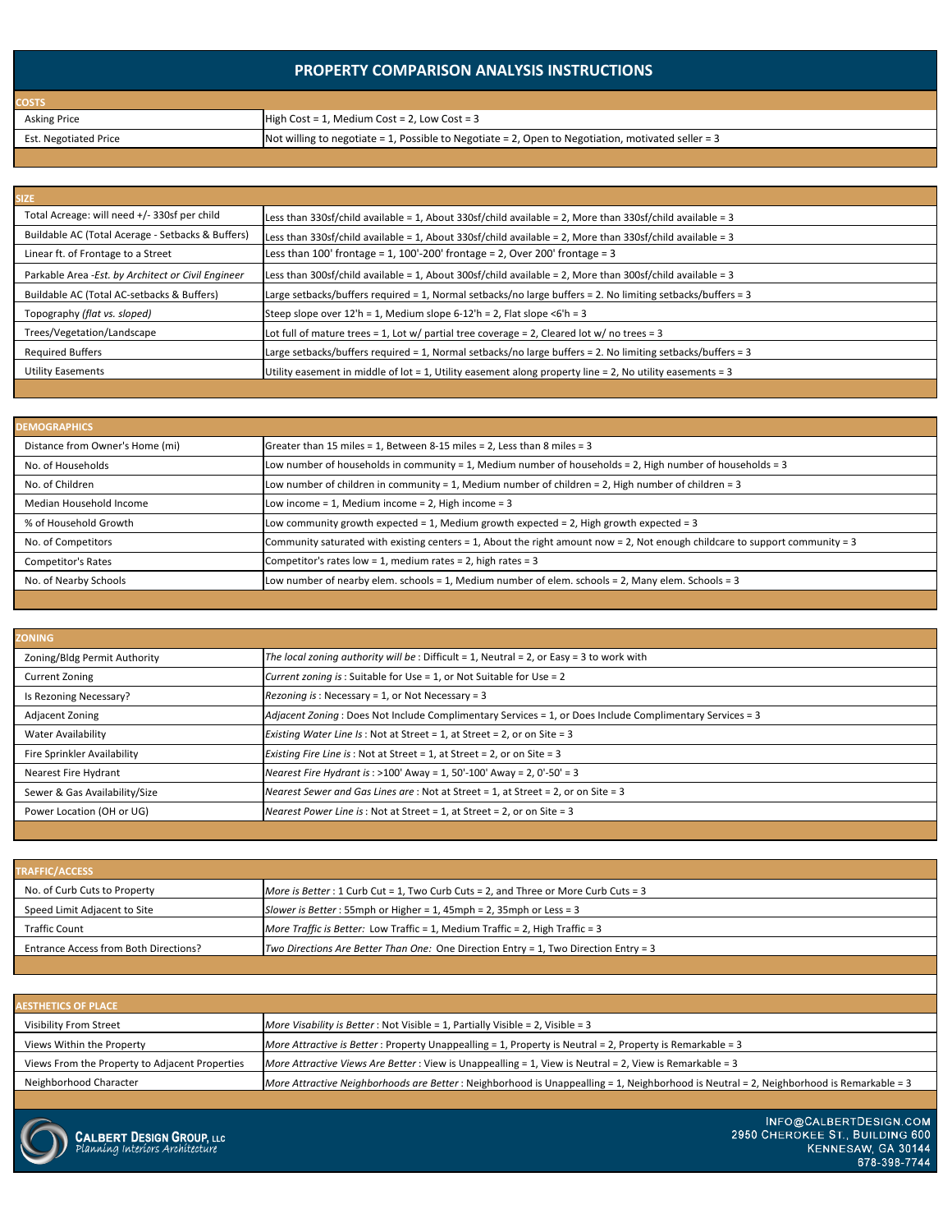# PROPERTY COMPARISON ANALYSIS INSTRUCTIONS

| COSTS | |
|---|---|
| Asking Price | High Cost = 1, Medium Cost = 2, Low Cost = 3 |
| Est. Negotiated Price | Not willing to negotiate = 1, Possible to Negotiate = 2, Open to Negotiation, motivated seller = 3 |

| SIZE | |
|---|---|
| Total Acreage: will need +/- 330sf per child | Less than 330sf/child available = 1, About 330sf/child available = 2, More than 330sf/child available = 3 |
| Buildable AC (Total Acerage - Setbacks & Buffers) | Less than 330sf/child available = 1, About 330sf/child available = 2, More than 330sf/child available = 3 |
| Linear ft. of Frontage to a Street | Less than 100' frontage = 1, 100'-200' frontage = 2, Over 200' frontage = 3 |
| Parkable Area -*Est. by Architect or Civil Engineer* | Less than 300sf/child available = 1, About 300sf/child available = 2, More than 300sf/child available = 3 |
| Buildable AC (Total AC-setbacks & Buffers) | Large setbacks/buffers required = 1, Normal setbacks/no large buffers = 2. No limiting setbacks/buffers = 3 |
| Topography *(flat vs. sloped)* | Steep slope over 12'h = 1, Medium slope 6-12'h = 2, Flat slope <6'h = 3 |
| Trees/Vegetation/Landscape | Lot full of mature trees = 1, Lot w/ partial tree coverage = 2, Cleared lot w/ no trees = 3 |
| Required Buffers | Large setbacks/buffers required = 1, Normal setbacks/no large buffers = 2. No limiting setbacks/buffers = 3 |
| Utility Easements | Utility easement in middle of lot = 1, Utility easement along property line = 2, No utility easements = 3 |

| DEMOGRAPHICS | |
|---|---|
| Distance from Owner's Home (mi) | Greater than 15 miles = 1, Between 8-15 miles = 2, Less than 8 miles = 3 |
| No. of Households | Low number of households in community = 1, Medium number of households = 2, High number of households = 3 |
| No. of Children | Low number of children in community = 1, Medium number of children = 2, High number of children = 3 |
| Median Household Income | Low income = 1, Medium income = 2, High income = 3 |
| % of Household Growth | Low community growth expected = 1, Medium growth expected = 2, High growth expected = 3 |
| No. of Competitors | Community saturated with existing centers = 1, About the right amount now = 2, Not enough childcare to support community = 3 |
| Competitor's Rates | Competitor's rates low = 1, medium rates = 2, high rates = 3 |
| No. of Nearby Schools | Low number of nearby elem. schools = 1, Medium number of elem. schools = 2, Many elem. Schools = 3 |

| ZONING | |
|---|---|
| Zoning/Bldg Permit Authority | *The local zoning authority will be* : Difficult = 1, Neutral = 2, or Easy = 3 to work with |
| Current Zoning | *Current zoning is* : Suitable for Use = 1, or Not Suitable for Use = 2 |
| Is Rezoning Necessary? | *Rezoning is* : Necessary = 1, or Not Necessary = 3 |
| Adjacent Zoning | *Adjacent Zoning* : Does Not Include Complimentary Services = 1, or Does Include Complimentary Services = 3 |
| Water Availability | *Existing Water Line Is* : Not at Street = 1, at Street = 2, or on Site = 3 |
| Fire Sprinkler Availability | *Existing Fire Line is* : Not at Street = 1, at Street = 2, or on Site = 3 |
| Nearest Fire Hydrant | *Nearest Fire Hydrant is* : >100' Away = 1, 50'-100' Away = 2, 0'-50' = 3 |
| Sewer & Gas Availability/Size | *Nearest Sewer and Gas Lines are* : Not at Street = 1, at Street = 2, or on Site = 3 |
| Power Location (OH or UG) | *Nearest Power Line is* : Not at Street = 1, at Street = 2, or on Site = 3 |

| TRAFFIC/ACCESS | |
|---|---|
| No. of Curb Cuts to Property | *More is Better* : 1 Curb Cut = 1, Two Curb Cuts = 2, and Three or More Curb Cuts = 3 |
| Speed Limit Adjacent to Site | *Slower is Better* : 55mph or Higher = 1, 45mph = 2, 35mph or Less = 3 |
| Traffic Count | *More Traffic is Better:* Low Traffic = 1, Medium Traffic = 2, High Traffic = 3 |
| Entrance Access from Both Directions? | *Two Directions Are Better Than One:* One Direction Entry = 1, Two Direction Entry = 3 |

| AESTHETICS OF PLACE | |
|---|---|
| Visibility From Street | *More Visability is Better* : Not Visible = 1, Partially Visible = 2, Visible = 3 |
| Views Within the Property | *More Attractive is Better* : Property Unappealling = 1, Property is Neutral = 2, Property is Remarkable = 3 |
| Views From the Property to Adjacent Properties | *More Attractive Views Are Better* : View is Unappealling = 1, View is Neutral = 2, View is Remarkable = 3 |
| Neighborhood Character | *More Attractive Neighborhoods are Better* : Neighborhood is Unappealling = 1, Neighborhood is Neutral = 2, Neighborhood is Remarkable = 3 |

**CALBERT DESIGN GROUP, LLC**
*Planning Interiors Architecture*

INFO@CALBERTDESIGN.COM
2950 CHEROKEE ST., BUILDING 600
KENNESAW, GA 30144
678-398-7744